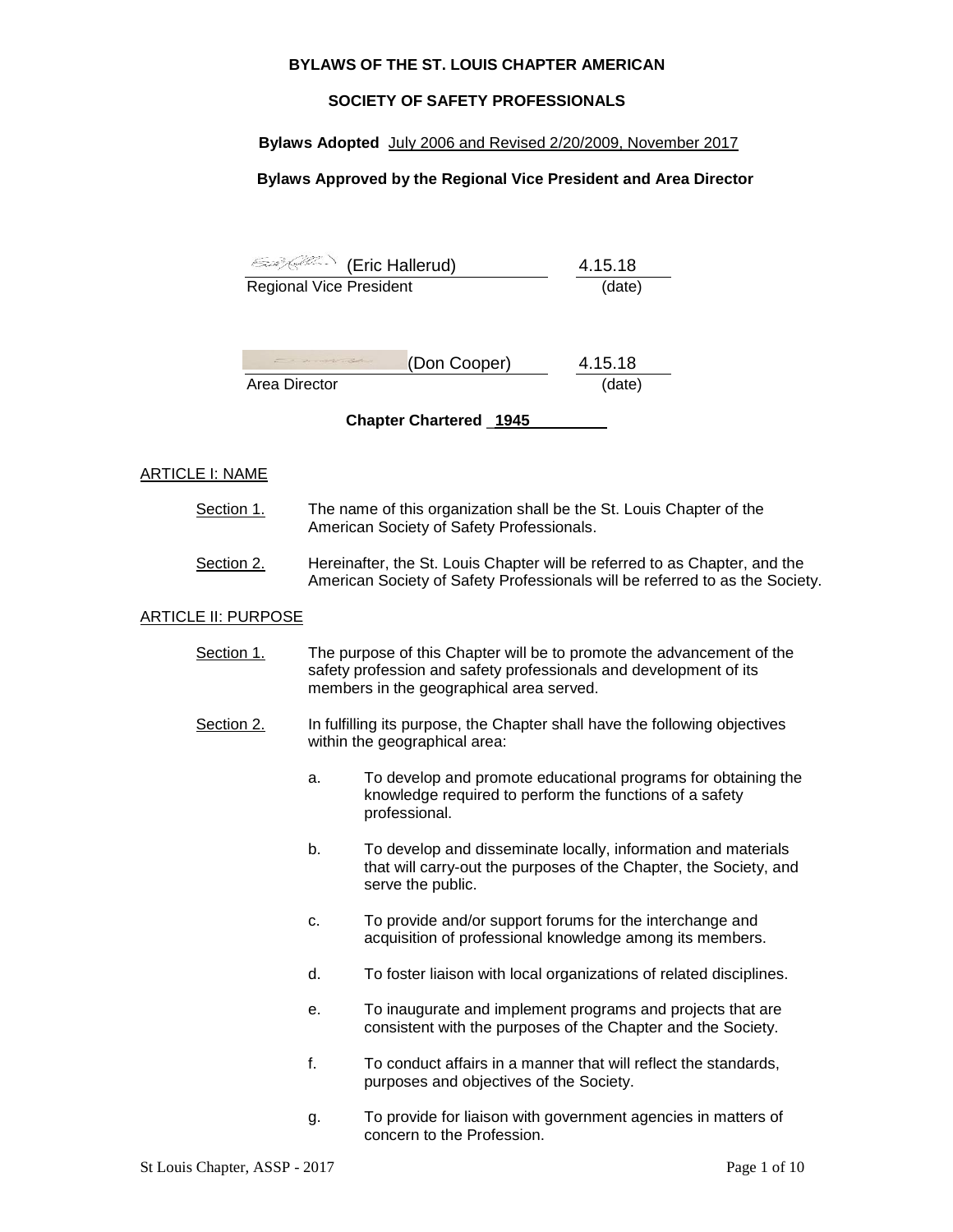**BYLAWS OF THE ST. LOUIS CHAPTER AMERICAN**

**SOCIETY OF SAFETY PROFESSIONALS**

**Bylaws Adopted** July 2006 and Revised 2/20/2009, November 2017

**Bylaws Approved by the Regional Vice President and Area Director**

(Eric Hallerud) 4.15.18
Regional Vice President (date)

(Don Cooper) 4.15.18
Area Director (date)

**Chapter Chartered 1945**

ARTICLE I: NAME

Section 1. The name of this organization shall be the St. Louis Chapter of the American Society of Safety Professionals.

Section 2. Hereinafter, the St. Louis Chapter will be referred to as Chapter, and the American Society of Safety Professionals will be referred to as the Society.

ARTICLE II: PURPOSE

Section 1. The purpose of this Chapter will be to promote the advancement of the safety profession and safety professionals and development of its members in the geographical area served.

Section 2. In fulfilling its purpose, the Chapter shall have the following objectives within the geographical area:

a. To develop and promote educational programs for obtaining the knowledge required to perform the functions of a safety professional.

b. To develop and disseminate locally, information and materials that will carry-out the purposes of the Chapter, the Society, and serve the public.

c. To provide and/or support forums for the interchange and acquisition of professional knowledge among its members.

d. To foster liaison with local organizations of related disciplines.

e. To inaugurate and implement programs and projects that are consistent with the purposes of the Chapter and the Society.

f. To conduct affairs in a manner that will reflect the standards, purposes and objectives of the Society.

g. To provide for liaison with government agencies in matters of concern to the Profession.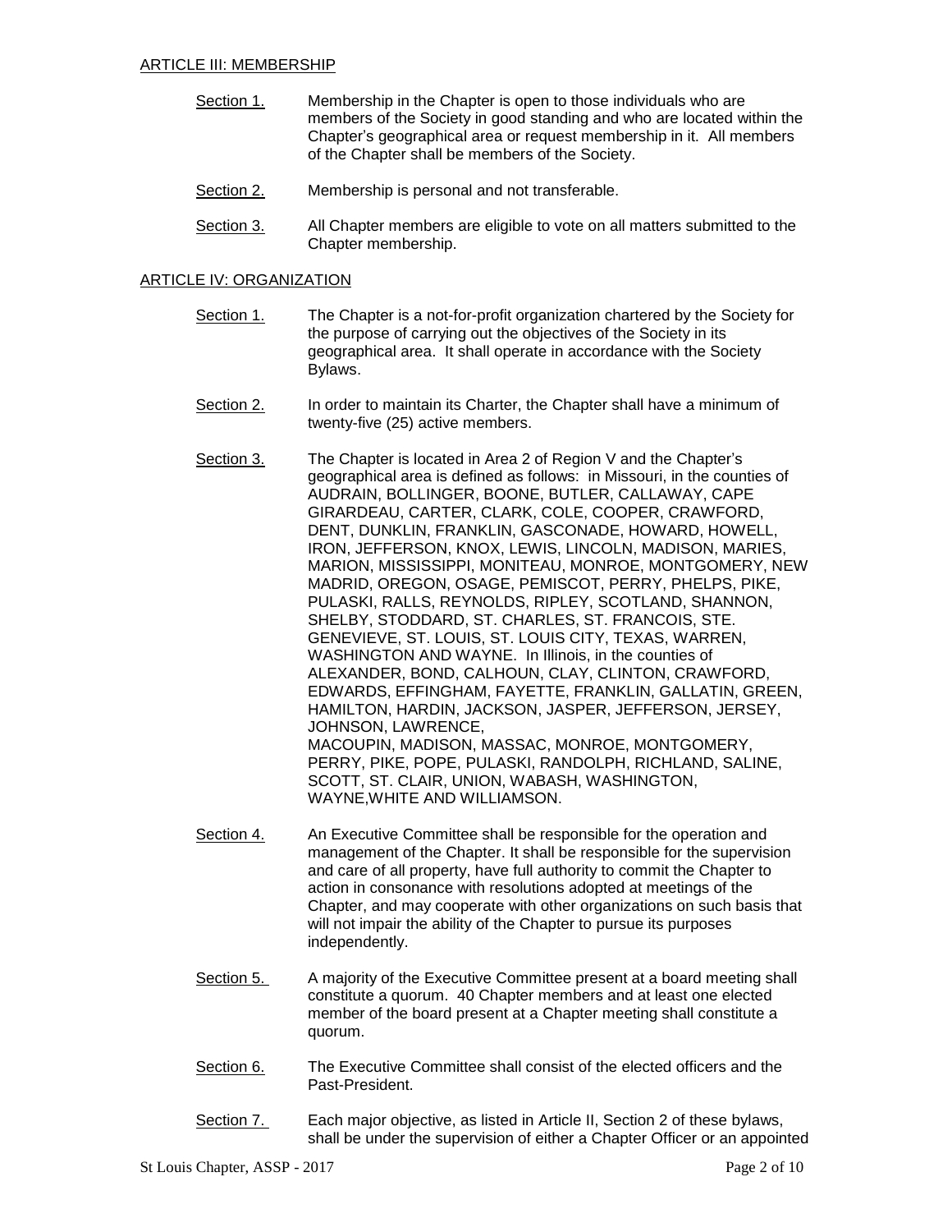ARTICLE III: MEMBERSHIP

Section 1. Membership in the Chapter is open to those individuals who are members of the Society in good standing and who are located within the Chapter's geographical area or request membership in it. All members of the Chapter shall be members of the Society.

Section 2. Membership is personal and not transferable.

Section 3. All Chapter members are eligible to vote on all matters submitted to the Chapter membership.

ARTICLE IV: ORGANIZATION

Section 1. The Chapter is a not-for-profit organization chartered by the Society for the purpose of carrying out the objectives of the Society in its geographical area. It shall operate in accordance with the Society Bylaws.

Section 2. In order to maintain its Charter, the Chapter shall have a minimum of twenty-five (25) active members.

Section 3. The Chapter is located in Area 2 of Region V and the Chapter's geographical area is defined as follows: in Missouri, in the counties of AUDRAIN, BOLLINGER, BOONE, BUTLER, CALLAWAY, CAPE GIRARDEAU, CARTER, CLARK, COLE, COOPER, CRAWFORD, DENT, DUNKLIN, FRANKLIN, GASCONADE, HOWARD, HOWELL, IRON, JEFFERSON, KNOX, LEWIS, LINCOLN, MADISON, MARIES, MARION, MISSISSIPPI, MONITEAU, MONROE, MONTGOMERY, NEW MADRID, OREGON, OSAGE, PEMISCOT, PERRY, PHELPS, PIKE, PULASKI, RALLS, REYNOLDS, RIPLEY, SCOTLAND, SHANNON, SHELBY, STODDARD, ST. CHARLES, ST. FRANCOIS, STE. GENEVIEVE, ST. LOUIS, ST. LOUIS CITY, TEXAS, WARREN, WASHINGTON AND WAYNE. In Illinois, in the counties of ALEXANDER, BOND, CALHOUN, CLAY, CLINTON, CRAWFORD, EDWARDS, EFFINGHAM, FAYETTE, FRANKLIN, GALLATIN, GREEN, HAMILTON, HARDIN, JACKSON, JASPER, JEFFERSON, JERSEY, JOHNSON, LAWRENCE, MACOUPIN, MADISON, MASSAC, MONROE, MONTGOMERY, PERRY, PIKE, POPE, PULASKI, RANDOLPH, RICHLAND, SALINE, SCOTT, ST. CLAIR, UNION, WABASH, WASHINGTON, WAYNE,WHITE AND WILLIAMSON.

Section 4. An Executive Committee shall be responsible for the operation and management of the Chapter. It shall be responsible for the supervision and care of all property, have full authority to commit the Chapter to action in consonance with resolutions adopted at meetings of the Chapter, and may cooperate with other organizations on such basis that will not impair the ability of the Chapter to pursue its purposes independently.

Section 5. A majority of the Executive Committee present at a board meeting shall constitute a quorum. 40 Chapter members and at least one elected member of the board present at a Chapter meeting shall constitute a quorum.

Section 6. The Executive Committee shall consist of the elected officers and the Past-President.

Section 7. Each major objective, as listed in Article II, Section 2 of these bylaws, shall be under the supervision of either a Chapter Officer or an appointed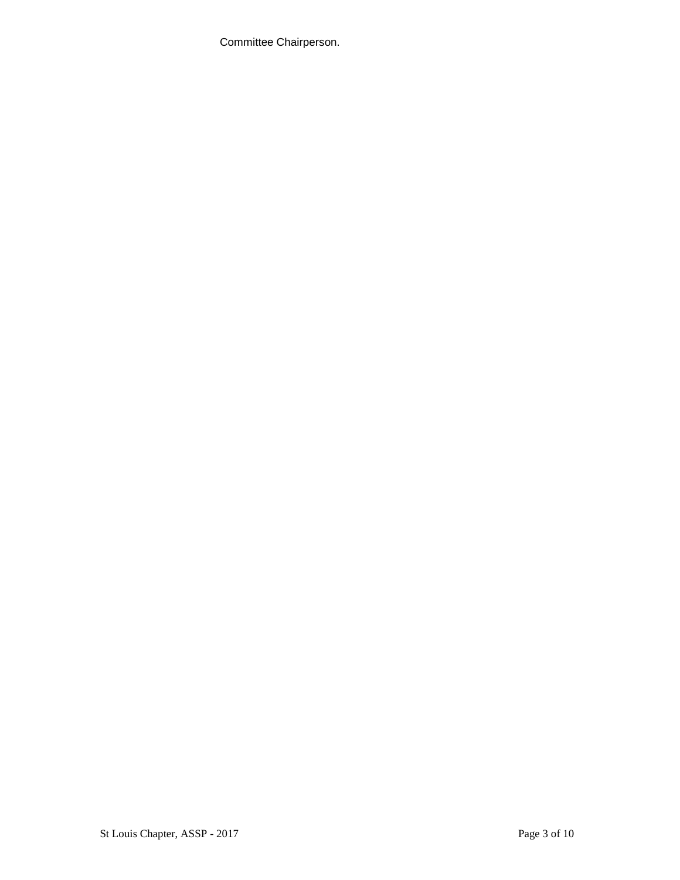Committee Chairperson.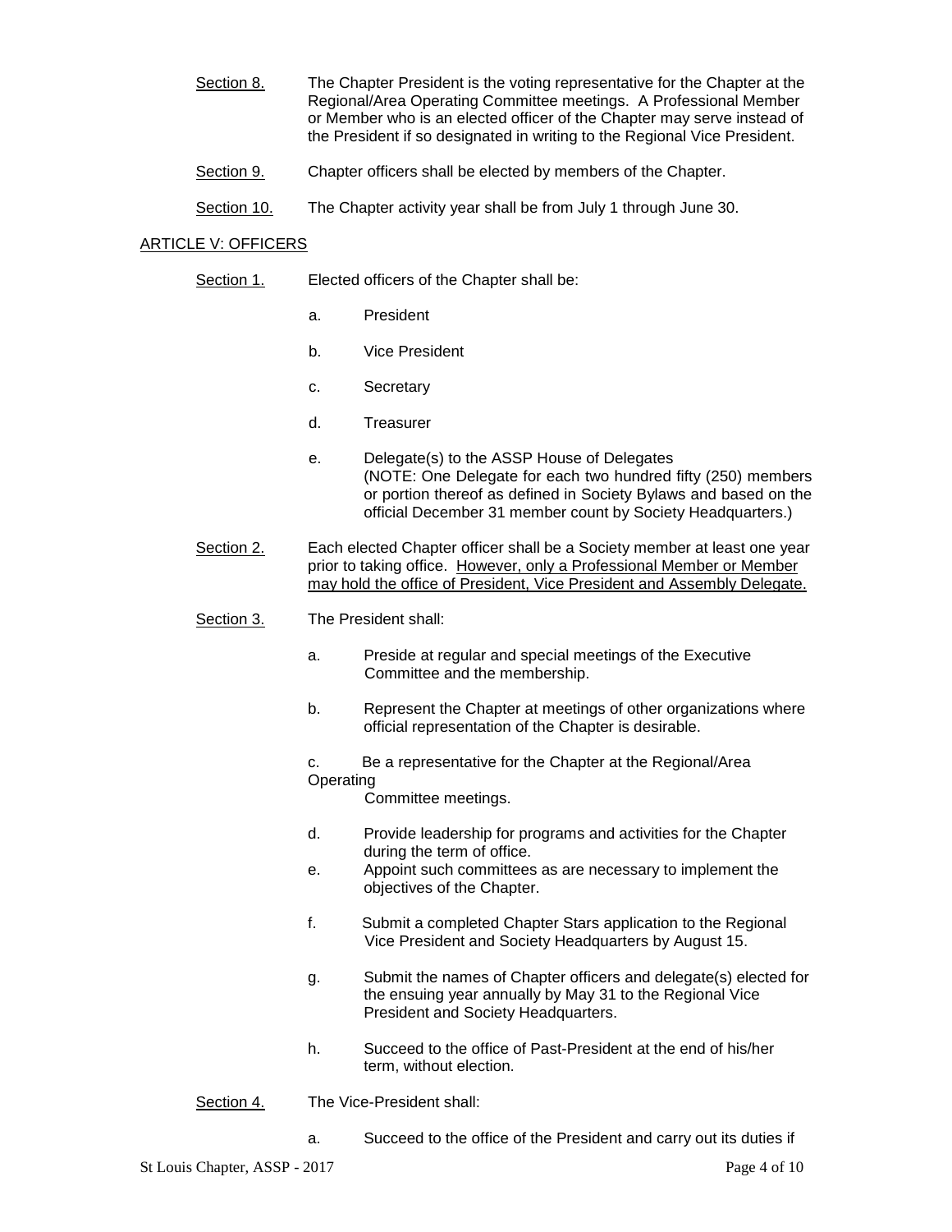Section 8. The Chapter President is the voting representative for the Chapter at the Regional/Area Operating Committee meetings. A Professional Member or Member who is an elected officer of the Chapter may serve instead of the President if so designated in writing to the Regional Vice President.

Section 9. Chapter officers shall be elected by members of the Chapter.

Section 10. The Chapter activity year shall be from July 1 through June 30.

## ARTICLE V: OFFICERS

Section 1. Elected officers of the Chapter shall be:

a. President

b. Vice President

c. Secretary

d. Treasurer

e. Delegate(s) to the ASSP House of Delegates
(NOTE: One Delegate for each two hundred fifty (250) members or portion thereof as defined in Society Bylaws and based on the official December 31 member count by Society Headquarters.)

Section 2. Each elected Chapter officer shall be a Society member at least one year prior to taking office. However, only a Professional Member or Member may hold the office of President, Vice President and Assembly Delegate.

Section 3. The President shall:

a. Preside at regular and special meetings of the Executive Committee and the membership.

b. Represent the Chapter at meetings of other organizations where official representation of the Chapter is desirable.

c. Be a representative for the Chapter at the Regional/Area Operating Committee meetings.

d. Provide leadership for programs and activities for the Chapter during the term of office.

e. Appoint such committees as are necessary to implement the objectives of the Chapter.

f. Submit a completed Chapter Stars application to the Regional Vice President and Society Headquarters by August 15.

g. Submit the names of Chapter officers and delegate(s) elected for the ensuing year annually by May 31 to the Regional Vice President and Society Headquarters.

h. Succeed to the office of Past-President at the end of his/her term, without election.

Section 4. The Vice-President shall:

a. Succeed to the office of the President and carry out its duties if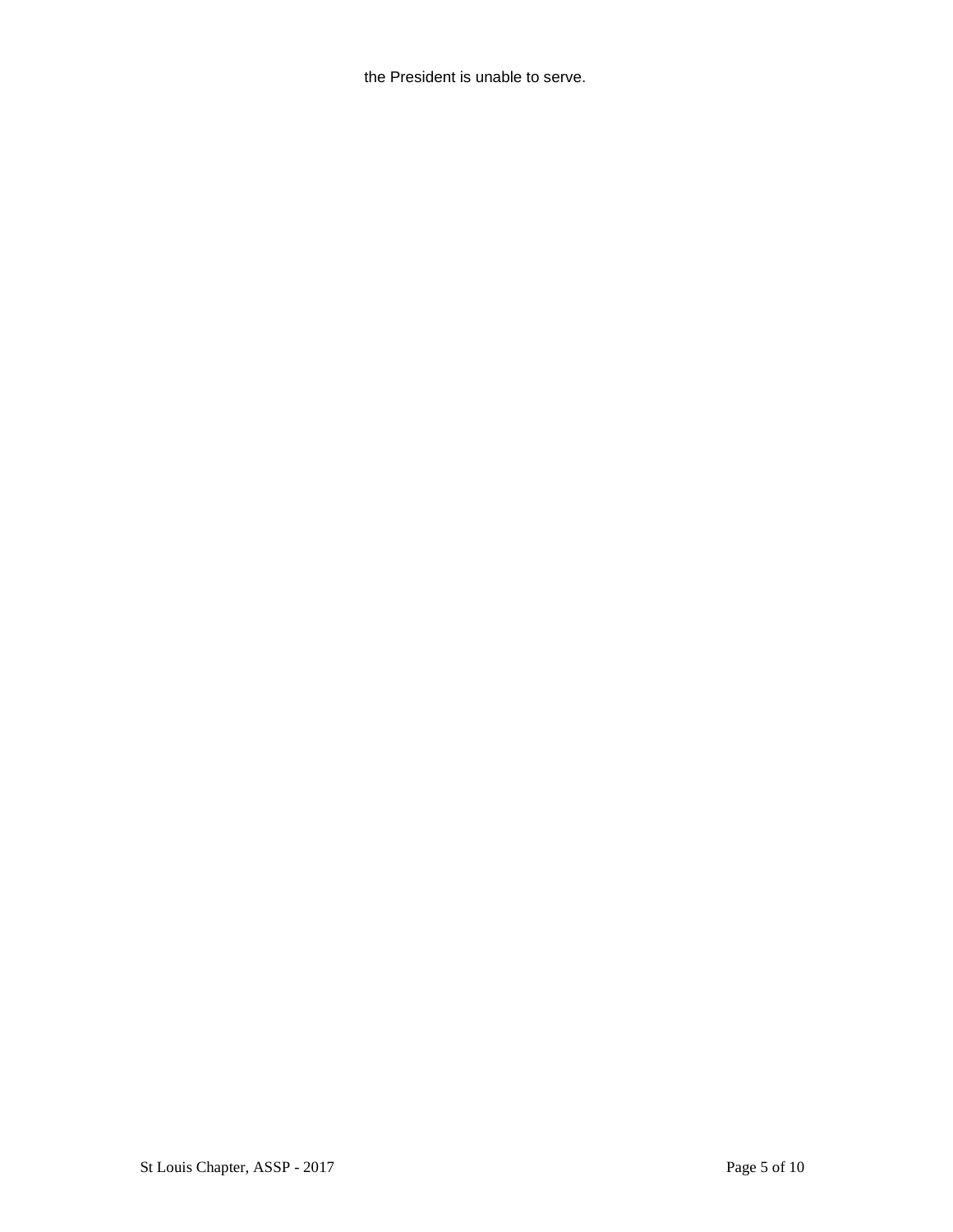the President is unable to serve.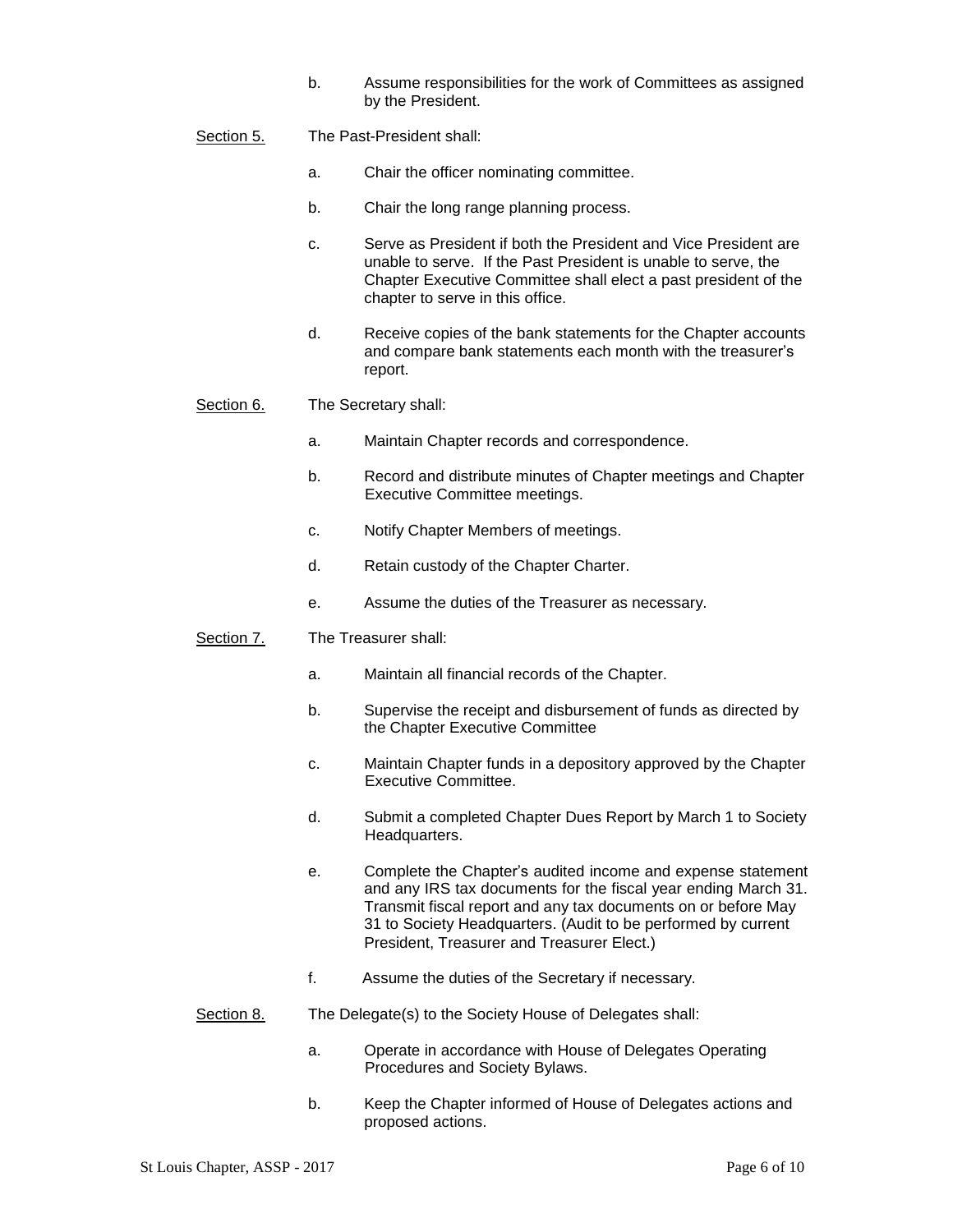b. Assume responsibilities for the work of Committees as assigned by the President.

<u>Section 5.</u> The Past-President shall:

a. Chair the officer nominating committee.

b. Chair the long range planning process.

c. Serve as President if both the President and Vice President are unable to serve. If the Past President is unable to serve, the Chapter Executive Committee shall elect a past president of the chapter to serve in this office.

d. Receive copies of the bank statements for the Chapter accounts and compare bank statements each month with the treasurer's report.

<u>Section 6.</u> The Secretary shall:

a. Maintain Chapter records and correspondence.

b. Record and distribute minutes of Chapter meetings and Chapter Executive Committee meetings.

c. Notify Chapter Members of meetings.

d. Retain custody of the Chapter Charter.

e. Assume the duties of the Treasurer as necessary.

<u>Section 7.</u> The Treasurer shall:

a. Maintain all financial records of the Chapter.

b. Supervise the receipt and disbursement of funds as directed by the Chapter Executive Committee

c. Maintain Chapter funds in a depository approved by the Chapter Executive Committee.

d. Submit a completed Chapter Dues Report by March 1 to Society Headquarters.

e. Complete the Chapter's audited income and expense statement and any IRS tax documents for the fiscal year ending March 31. Transmit fiscal report and any tax documents on or before May 31 to Society Headquarters. (Audit to be performed by current President, Treasurer and Treasurer Elect.)

f. Assume the duties of the Secretary if necessary.

<u>Section 8.</u> The Delegate(s) to the Society House of Delegates shall:

a. Operate in accordance with House of Delegates Operating Procedures and Society Bylaws.

b. Keep the Chapter informed of House of Delegates actions and proposed actions.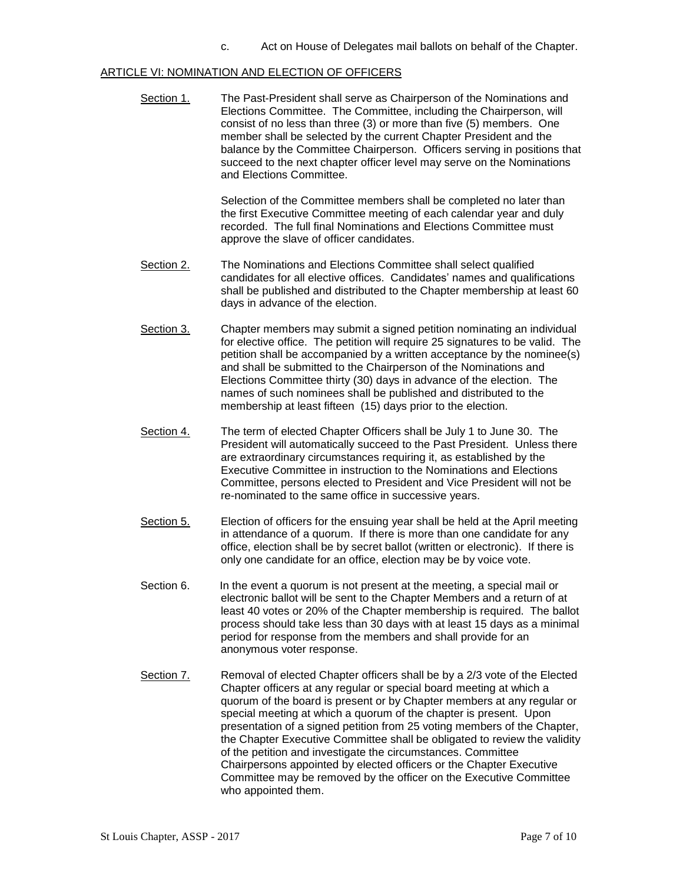c. Act on House of Delegates mail ballots on behalf of the Chapter.

ARTICLE VI: NOMINATION AND ELECTION OF OFFICERS

Section 1. The Past-President shall serve as Chairperson of the Nominations and Elections Committee. The Committee, including the Chairperson, will consist of no less than three (3) or more than five (5) members. One member shall be selected by the current Chapter President and the balance by the Committee Chairperson. Officers serving in positions that succeed to the next chapter officer level may serve on the Nominations and Elections Committee.

Selection of the Committee members shall be completed no later than the first Executive Committee meeting of each calendar year and duly recorded. The full final Nominations and Elections Committee must approve the slave of officer candidates.

Section 2. The Nominations and Elections Committee shall select qualified candidates for all elective offices. Candidates' names and qualifications shall be published and distributed to the Chapter membership at least 60 days in advance of the election.

Section 3. Chapter members may submit a signed petition nominating an individual for elective office. The petition will require 25 signatures to be valid. The petition shall be accompanied by a written acceptance by the nominee(s) and shall be submitted to the Chairperson of the Nominations and Elections Committee thirty (30) days in advance of the election. The names of such nominees shall be published and distributed to the membership at least fifteen (15) days prior to the election.

Section 4. The term of elected Chapter Officers shall be July 1 to June 30. The President will automatically succeed to the Past President. Unless there are extraordinary circumstances requiring it, as established by the Executive Committee in instruction to the Nominations and Elections Committee, persons elected to President and Vice President will not be re-nominated to the same office in successive years.

Section 5. Election of officers for the ensuing year shall be held at the April meeting in attendance of a quorum. If there is more than one candidate for any office, election shall be by secret ballot (written or electronic). If there is only one candidate for an office, election may be by voice vote.

Section 6. In the event a quorum is not present at the meeting, a special mail or electronic ballot will be sent to the Chapter Members and a return of at least 40 votes or 20% of the Chapter membership is required. The ballot process should take less than 30 days with at least 15 days as a minimal period for response from the members and shall provide for an anonymous voter response.

Section 7. Removal of elected Chapter officers shall be by a 2/3 vote of the Elected Chapter officers at any regular or special board meeting at which a quorum of the board is present or by Chapter members at any regular or special meeting at which a quorum of the chapter is present. Upon presentation of a signed petition from 25 voting members of the Chapter, the Chapter Executive Committee shall be obligated to review the validity of the petition and investigate the circumstances. Committee Chairpersons appointed by elected officers or the Chapter Executive Committee may be removed by the officer on the Executive Committee who appointed them.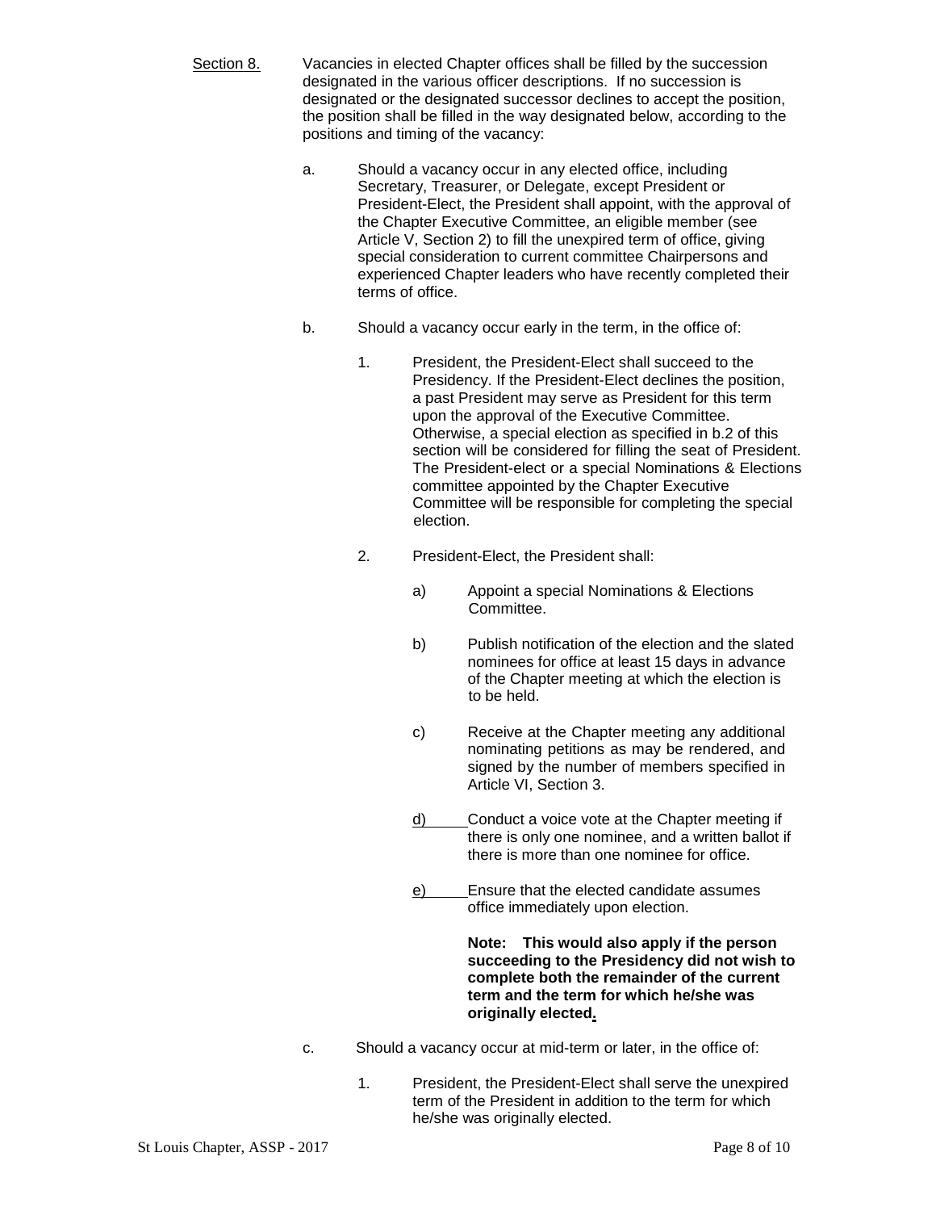<u>Section 8.</u> Vacancies in elected Chapter offices shall be filled by the succession designated in the various officer descriptions. If no succession is designated or the designated successor declines to accept the position, the position shall be filled in the way designated below, according to the positions and timing of the vacancy:

a. Should a vacancy occur in any elected office, including Secretary, Treasurer, or Delegate, except President or President-Elect, the President shall appoint, with the approval of the Chapter Executive Committee, an eligible member (see Article V, Section 2) to fill the unexpired term of office, giving special consideration to current committee Chairpersons and experienced Chapter leaders who have recently completed their terms of office.

b. Should a vacancy occur early in the term, in the office of:

1. President, the President-Elect shall succeed to the Presidency. If the President-Elect declines the position, a past President may serve as President for this term upon the approval of the Executive Committee. Otherwise, a special election as specified in b.2 of this section will be considered for filling the seat of President. The President-elect or a special Nominations & Elections committee appointed by the Chapter Executive Committee will be responsible for completing the special election.

2. President-Elect, the President shall:

a) Appoint a special Nominations & Elections Committee.

b) Publish notification of the election and the slated nominees for office at least 15 days in advance of the Chapter meeting at which the election is to be held.

c) Receive at the Chapter meeting any additional nominating petitions as may be rendered, and signed by the number of members specified in Article VI, Section 3.

d) Conduct a voice vote at the Chapter meeting if there is only one nominee, and a written ballot if there is more than one nominee for office.

e) Ensure that the elected candidate assumes office immediately upon election.

**Note: This would also apply if the person succeeding to the Presidency did not wish to complete both the remainder of the current term and the term for which he/she was originally elected.**

c. Should a vacancy occur at mid-term or later, in the office of:

1. President, the President-Elect shall serve the unexpired term of the President in addition to the term for which he/she was originally elected.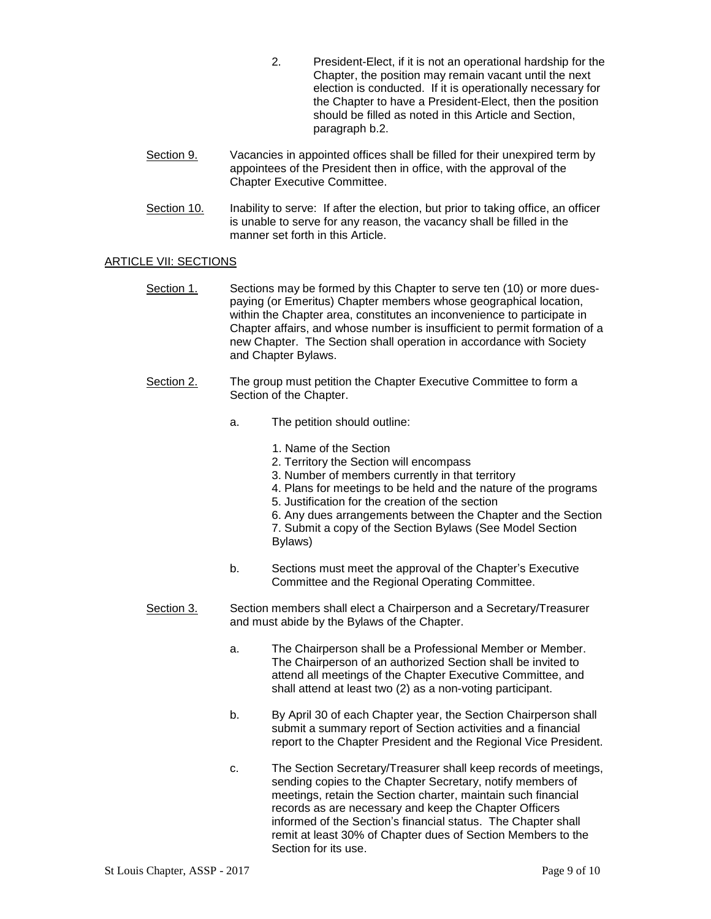2. President-Elect, if it is not an operational hardship for the Chapter, the position may remain vacant until the next election is conducted. If it is operationally necessary for the Chapter to have a President-Elect, then the position should be filled as noted in this Article and Section, paragraph b.2.

Section 9. Vacancies in appointed offices shall be filled for their unexpired term by appointees of the President then in office, with the approval of the Chapter Executive Committee.

Section 10. Inability to serve: If after the election, but prior to taking office, an officer is unable to serve for any reason, the vacancy shall be filled in the manner set forth in this Article.

## ARTICLE VII: SECTIONS

Section 1. Sections may be formed by this Chapter to serve ten (10) or more dues-paying (or Emeritus) Chapter members whose geographical location, within the Chapter area, constitutes an inconvenience to participate in Chapter affairs, and whose number is insufficient to permit formation of a new Chapter. The Section shall operation in accordance with Society and Chapter Bylaws.

Section 2. The group must petition the Chapter Executive Committee to form a Section of the Chapter.

a. The petition should outline:

1. Name of the Section
2. Territory the Section will encompass
3. Number of members currently in that territory
4. Plans for meetings to be held and the nature of the programs
5. Justification for the creation of the section
6. Any dues arrangements between the Chapter and the Section
7. Submit a copy of the Section Bylaws (See Model Section Bylaws)

b. Sections must meet the approval of the Chapter's Executive Committee and the Regional Operating Committee.

Section 3. Section members shall elect a Chairperson and a Secretary/Treasurer and must abide by the Bylaws of the Chapter.

a. The Chairperson shall be a Professional Member or Member. The Chairperson of an authorized Section shall be invited to attend all meetings of the Chapter Executive Committee, and shall attend at least two (2) as a non-voting participant.

b. By April 30 of each Chapter year, the Section Chairperson shall submit a summary report of Section activities and a financial report to the Chapter President and the Regional Vice President.

c. The Section Secretary/Treasurer shall keep records of meetings, sending copies to the Chapter Secretary, notify members of meetings, retain the Section charter, maintain such financial records as are necessary and keep the Chapter Officers informed of the Section's financial status. The Chapter shall remit at least 30% of Chapter dues of Section Members to the Section for its use.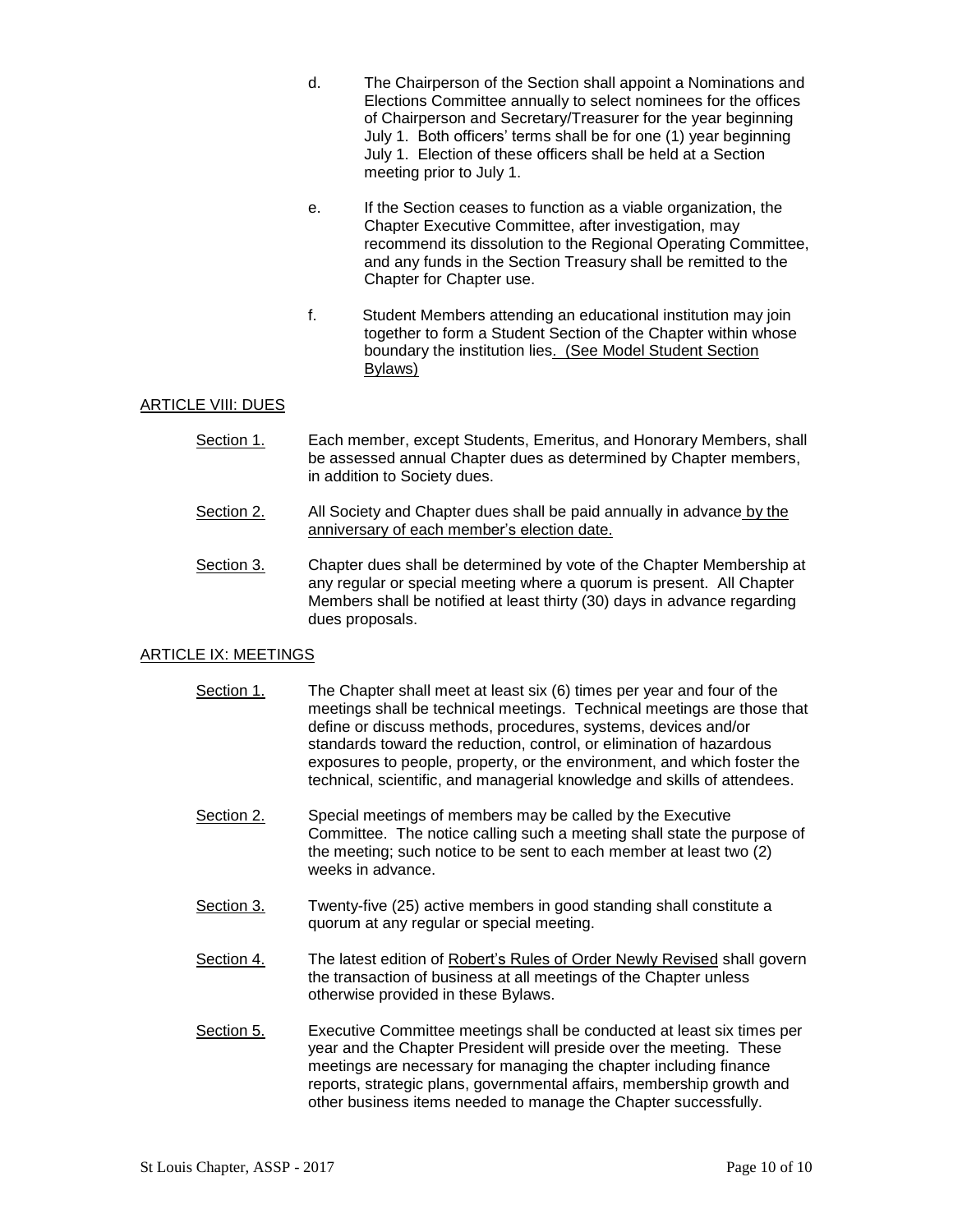d. The Chairperson of the Section shall appoint a Nominations and Elections Committee annually to select nominees for the offices of Chairperson and Secretary/Treasurer for the year beginning July 1. Both officers' terms shall be for one (1) year beginning July 1. Election of these officers shall be held at a Section meeting prior to July 1.

e. If the Section ceases to function as a viable organization, the Chapter Executive Committee, after investigation, may recommend its dissolution to the Regional Operating Committee, and any funds in the Section Treasury shall be remitted to the Chapter for Chapter use.

f. Student Members attending an educational institution may join together to form a Student Section of the Chapter within whose boundary the institution lies. (See Model Student Section Bylaws)

## ARTICLE VIII: DUES

Section 1. Each member, except Students, Emeritus, and Honorary Members, shall be assessed annual Chapter dues as determined by Chapter members, in addition to Society dues.

Section 2. All Society and Chapter dues shall be paid annually in advance by the anniversary of each member's election date.

Section 3. Chapter dues shall be determined by vote of the Chapter Membership at any regular or special meeting where a quorum is present. All Chapter Members shall be notified at least thirty (30) days in advance regarding dues proposals.

## ARTICLE IX: MEETINGS

Section 1. The Chapter shall meet at least six (6) times per year and four of the meetings shall be technical meetings. Technical meetings are those that define or discuss methods, procedures, systems, devices and/or standards toward the reduction, control, or elimination of hazardous exposures to people, property, or the environment, and which foster the technical, scientific, and managerial knowledge and skills of attendees.

Section 2. Special meetings of members may be called by the Executive Committee. The notice calling such a meeting shall state the purpose of the meeting; such notice to be sent to each member at least two (2) weeks in advance.

Section 3. Twenty-five (25) active members in good standing shall constitute a quorum at any regular or special meeting.

Section 4. The latest edition of Robert's Rules of Order Newly Revised shall govern the transaction of business at all meetings of the Chapter unless otherwise provided in these Bylaws.

Section 5. Executive Committee meetings shall be conducted at least six times per year and the Chapter President will preside over the meeting. These meetings are necessary for managing the chapter including finance reports, strategic plans, governmental affairs, membership growth and other business items needed to manage the Chapter successfully.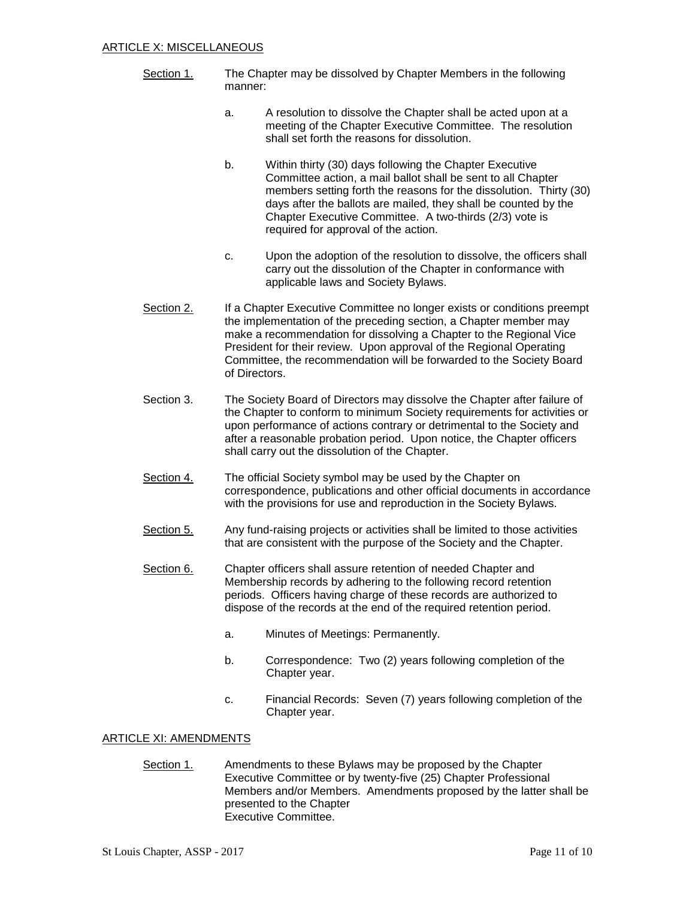## ARTICLE X: MISCELLANEOUS

Section 1. The Chapter may be dissolved by Chapter Members in the following manner:

a. A resolution to dissolve the Chapter shall be acted upon at a meeting of the Chapter Executive Committee. The resolution shall set forth the reasons for dissolution.

b. Within thirty (30) days following the Chapter Executive Committee action, a mail ballot shall be sent to all Chapter members setting forth the reasons for the dissolution. Thirty (30) days after the ballots are mailed, they shall be counted by the Chapter Executive Committee. A two-thirds (2/3) vote is required for approval of the action.

c. Upon the adoption of the resolution to dissolve, the officers shall carry out the dissolution of the Chapter in conformance with applicable laws and Society Bylaws.

Section 2. If a Chapter Executive Committee no longer exists or conditions preempt the implementation of the preceding section, a Chapter member may make a recommendation for dissolving a Chapter to the Regional Vice President for their review. Upon approval of the Regional Operating Committee, the recommendation will be forwarded to the Society Board of Directors.

Section 3. The Society Board of Directors may dissolve the Chapter after failure of the Chapter to conform to minimum Society requirements for activities or upon performance of actions contrary or detrimental to the Society and after a reasonable probation period. Upon notice, the Chapter officers shall carry out the dissolution of the Chapter.

Section 4. The official Society symbol may be used by the Chapter on correspondence, publications and other official documents in accordance with the provisions for use and reproduction in the Society Bylaws.

Section 5. Any fund-raising projects or activities shall be limited to those activities that are consistent with the purpose of the Society and the Chapter.

Section 6. Chapter officers shall assure retention of needed Chapter and Membership records by adhering to the following record retention periods. Officers having charge of these records are authorized to dispose of the records at the end of the required retention period.

a. Minutes of Meetings: Permanently.

b. Correspondence: Two (2) years following completion of the Chapter year.

c. Financial Records: Seven (7) years following completion of the Chapter year.

## ARTICLE XI: AMENDMENTS

Section 1. Amendments to these Bylaws may be proposed by the Chapter Executive Committee or by twenty-five (25) Chapter Professional Members and/or Members. Amendments proposed by the latter shall be presented to the Chapter Executive Committee.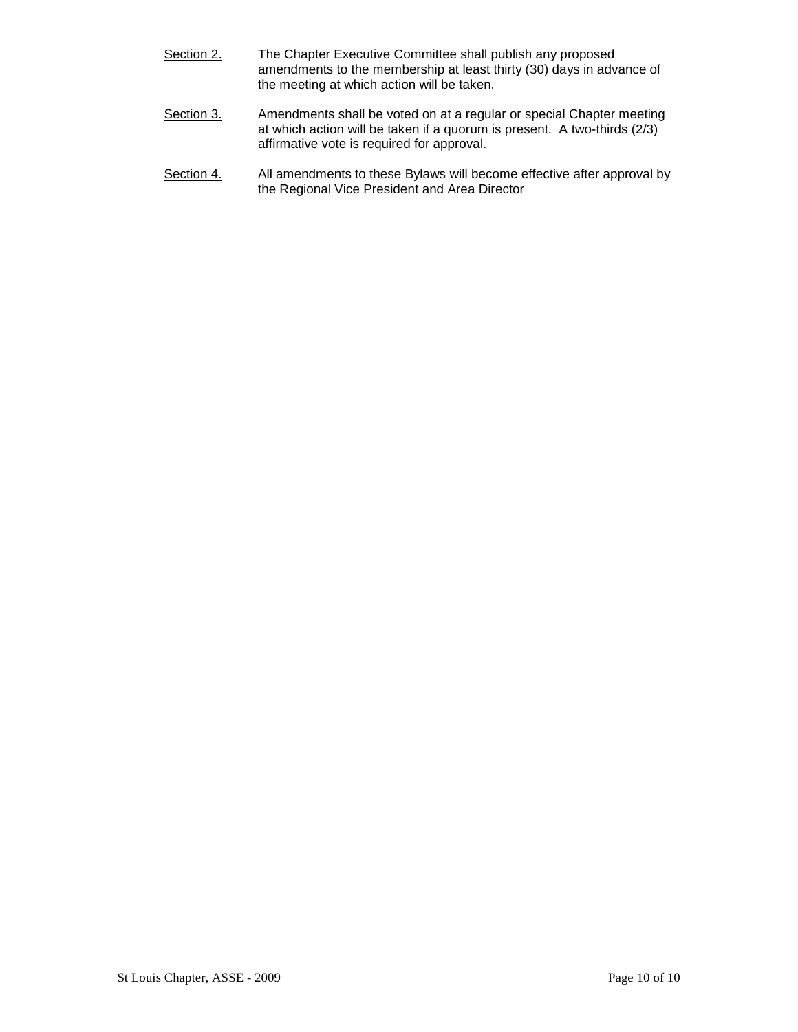<u>Section 2.</u> The Chapter Executive Committee shall publish any proposed amendments to the membership at least thirty (30) days in advance of the meeting at which action will be taken.

<u>Section 3.</u> Amendments shall be voted on at a regular or special Chapter meeting at which action will be taken if a quorum is present. A two-thirds (2/3) affirmative vote is required for approval.

<u>Section 4.</u> All amendments to these Bylaws will become effective after approval by the Regional Vice President and Area Director